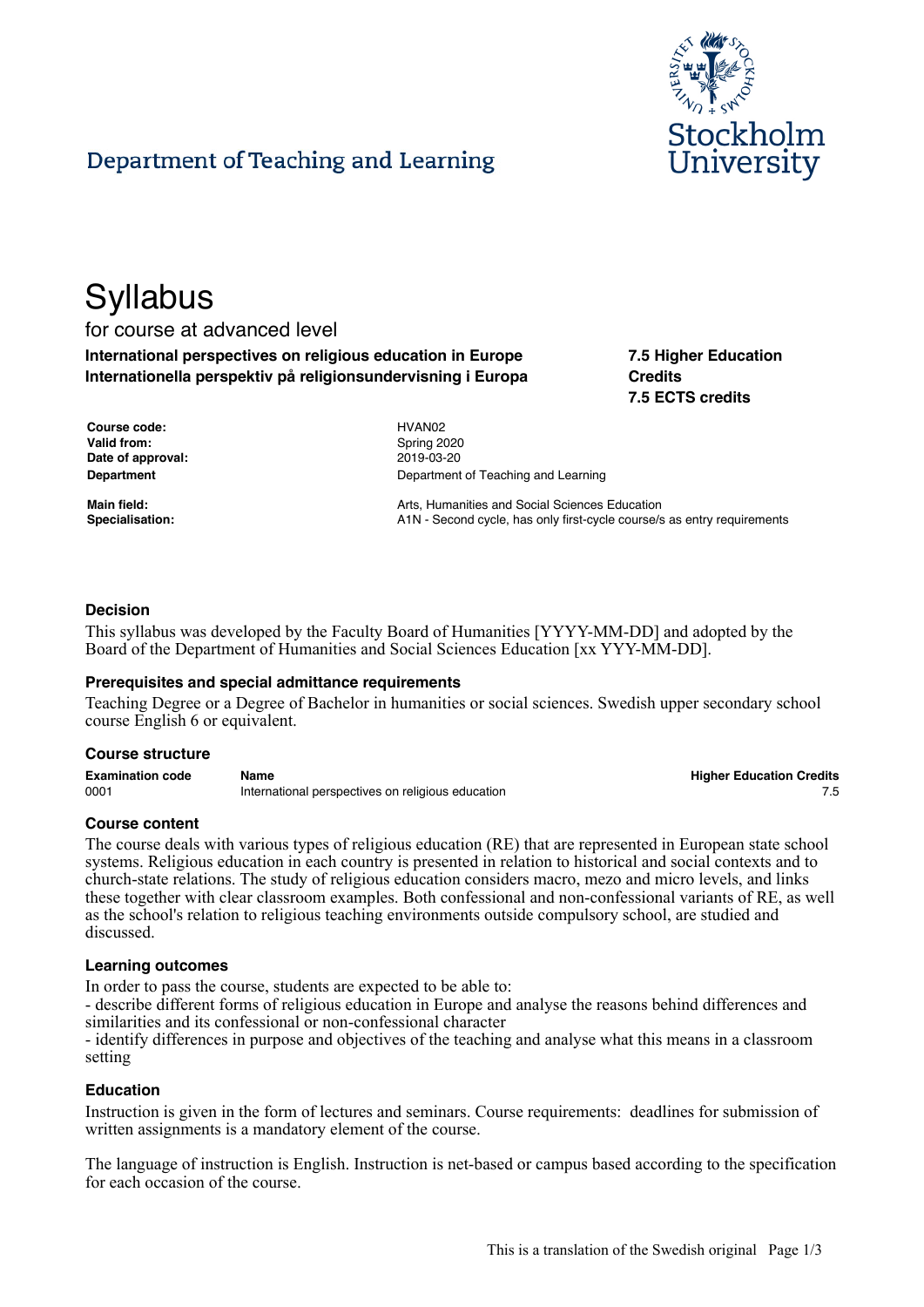Department of Teaching and Learning

Stockholm University

# Syllabus

for course at advanced level

**International perspectives on religious education in Europe**
**Internationella perspektiv på religionsundervisning i Europa**

**7.5 Higher Education Credits**
**7.5 ECTS credits**

| | |
|---|---|
| **Course code:** | HVAN02 |
| **Valid from:** | Spring 2020 |
| **Date of approval:** | 2019-03-20 |
| **Department** | Department of Teaching and Learning |
| **Main field:** | Arts, Humanities and Social Sciences Education |
| **Specialisation:** | A1N - Second cycle, has only first-cycle course/s as entry requirements |

### Decision

This syllabus was developed by the Faculty Board of Humanities [YYYY-MM-DD] and adopted by the Board of the Department of Humanities and Social Sciences Education [xx YYY-MM-DD].

### Prerequisites and special admittance requirements

Teaching Degree or a Degree of Bachelor in humanities or social sciences. Swedish upper secondary school course English 6 or equivalent.

### Course structure

| Examination code | Name | Higher Education Credits |
|---|---|---|
| 0001 | International perspectives on religious education | 7.5 |

### Course content

The course deals with various types of religious education (RE) that are represented in European state school systems. Religious education in each country is presented in relation to historical and social contexts and to church-state relations. The study of religious education considers macro, mezo and micro levels, and links these together with clear classroom examples. Both confessional and non-confessional variants of RE, as well as the school's relation to religious teaching environments outside compulsory school, are studied and discussed.

### Learning outcomes

In order to pass the course, students are expected to be able to:
- describe different forms of religious education in Europe and analyse the reasons behind differences and similarities and its confessional or non-confessional character
- identify differences in purpose and objectives of the teaching and analyse what this means in a classroom setting

### Education

Instruction is given in the form of lectures and seminars. Course requirements: deadlines for submission of written assignments is a mandatory element of the course.

The language of instruction is English. Instruction is net-based or campus based according to the specification for each occasion of the course.

This is a translation of the Swedish original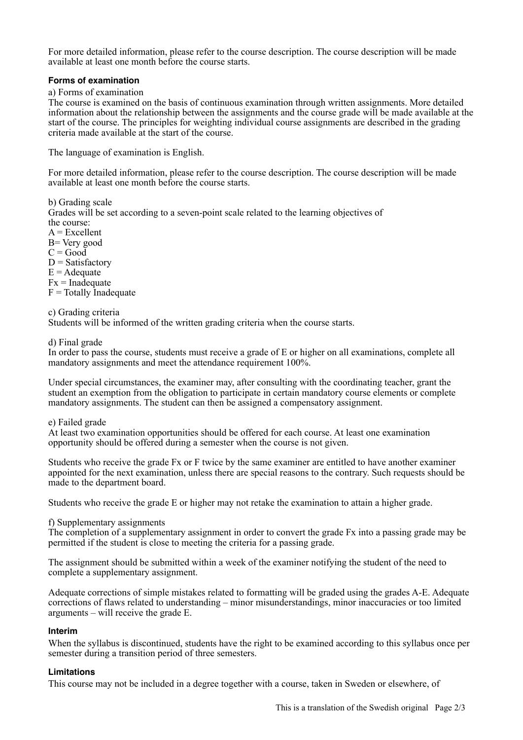For more detailed information, please refer to the course description. The course description will be made available at least one month before the course starts.

### Forms of examination

a) Forms of examination
The course is examined on the basis of continuous examination through written assignments. More detailed information about the relationship between the assignments and the course grade will be made available at the start of the course. The principles for weighting individual course assignments are described in the grading criteria made available at the start of the course.

The language of examination is English.

For more detailed information, please refer to the course description. The course description will be made available at least one month before the course starts.

b) Grading scale
Grades will be set according to a seven-point scale related to the learning objectives of the course:
A = Excellent
B= Very good
C = Good
D = Satisfactory
E = Adequate
Fx = Inadequate
F = Totally Inadequate

c) Grading criteria
Students will be informed of the written grading criteria when the course starts.

d) Final grade
In order to pass the course, students must receive a grade of E or higher on all examinations, complete all mandatory assignments and meet the attendance requirement 100%.

Under special circumstances, the examiner may, after consulting with the coordinating teacher, grant the student an exemption from the obligation to participate in certain mandatory course elements or complete mandatory assignments. The student can then be assigned a compensatory assignment.

e) Failed grade
At least two examination opportunities should be offered for each course. At least one examination opportunity should be offered during a semester when the course is not given.

Students who receive the grade Fx or F twice by the same examiner are entitled to have another examiner appointed for the next examination, unless there are special reasons to the contrary. Such requests should be made to the department board.

Students who receive the grade E or higher may not retake the examination to attain a higher grade.

f) Supplementary assignments
The completion of a supplementary assignment in order to convert the grade Fx into a passing grade may be permitted if the student is close to meeting the criteria for a passing grade.

The assignment should be submitted within a week of the examiner notifying the student of the need to complete a supplementary assignment.

Adequate corrections of simple mistakes related to formatting will be graded using the grades A-E. Adequate corrections of flaws related to understanding – minor misunderstandings, minor inaccuracies or too limited arguments – will receive the grade E.

### Interim

When the syllabus is discontinued, students have the right to be examined according to this syllabus once per semester during a transition period of three semesters.

### Limitations

This course may not be included in a degree together with a course, taken in Sweden or elsewhere, of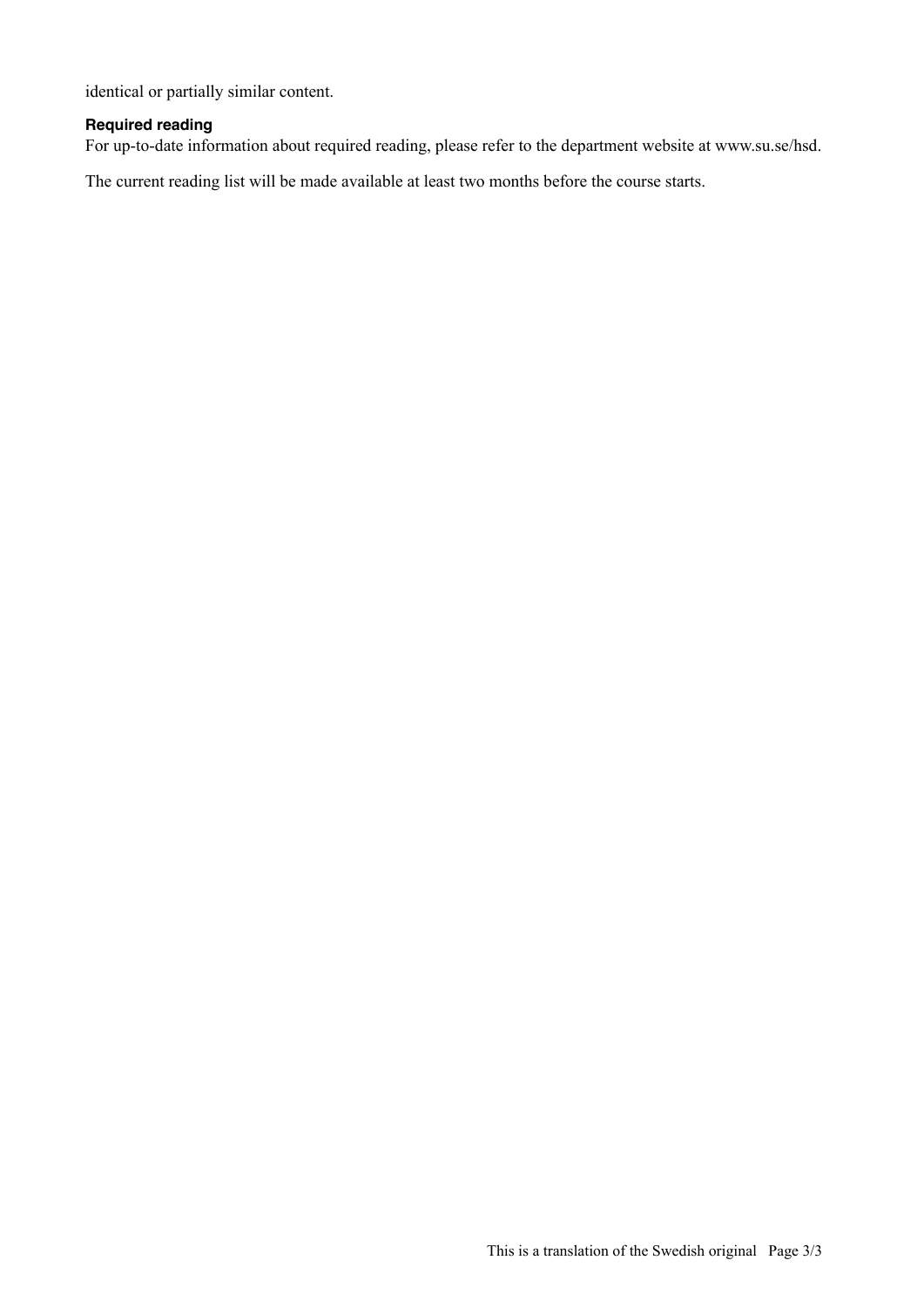identical or partially similar content.

### Required reading

For up-to-date information about required reading, please refer to the department website at www.su.se/hsd.

The current reading list will be made available at least two months before the course starts.